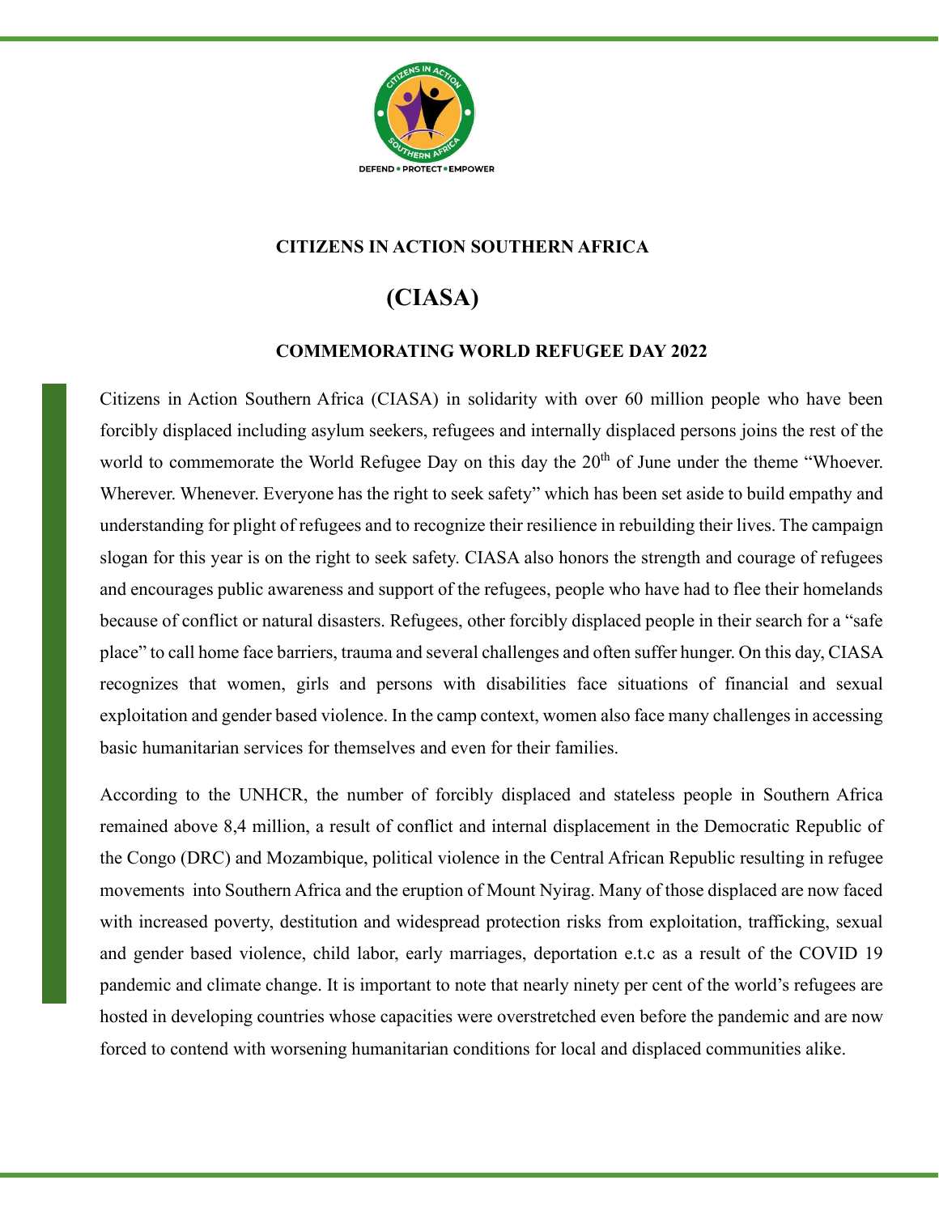# CITIZENS IN ACTION SOUTHERN AFRICA

# (CIASA)

## COMMEMORATING WORLD REFUGEE DAY 2022

Citizens in Action Southern Africa (CIASA) in solidarity with over 60 million people who have been forcibly displaced including asylum seekers, refugees and internally displaced persons joins the rest of the world to commemorate the World Refugee Day on this day the 20th of June under the theme "Whoever. Wherever. Whenever. Everyone has the right to seek safety" which has been set aside to build empathy and understanding for plight of refugees and to recognize their resilience in rebuilding their lives. The campaign slogan for this year is on the right to seek safety. CIASA also honors the strength and courage of refugees and encourages public awareness and support of the refugees, people who have had to flee their homelands because of conflict or natural disasters. Refugees, other forcibly displaced people in their search for a "safe place" to call home face barriers, trauma and several challenges and often suffer hunger. On this day, CIASA recognizes that women, girls and persons with disabilities face situations of financial and sexual exploitation and gender based violence. In the camp context, women also face many challenges in accessing basic humanitarian services for themselves and even for their families.

According to the UNHCR, the number of forcibly displaced and stateless people in Southern Africa remained above 8,4 million, a result of conflict and internal displacement in the Democratic Republic of the Congo (DRC) and Mozambique, political violence in the Central African Republic resulting in refugee movements into Southern Africa and the eruption of Mount Nyirag. Many of those displaced are now faced with increased poverty, destitution and widespread protection risks from exploitation, trafficking, sexual and gender based violence, child labor, early marriages, deportation e.t.c as a result of the COVID 19 pandemic and climate change. It is important to note that nearly ninety per cent of the world's refugees are hosted in developing countries whose capacities were overstretched even before the pandemic and are now forced to contend with worsening humanitarian conditions for local and displaced communities alike.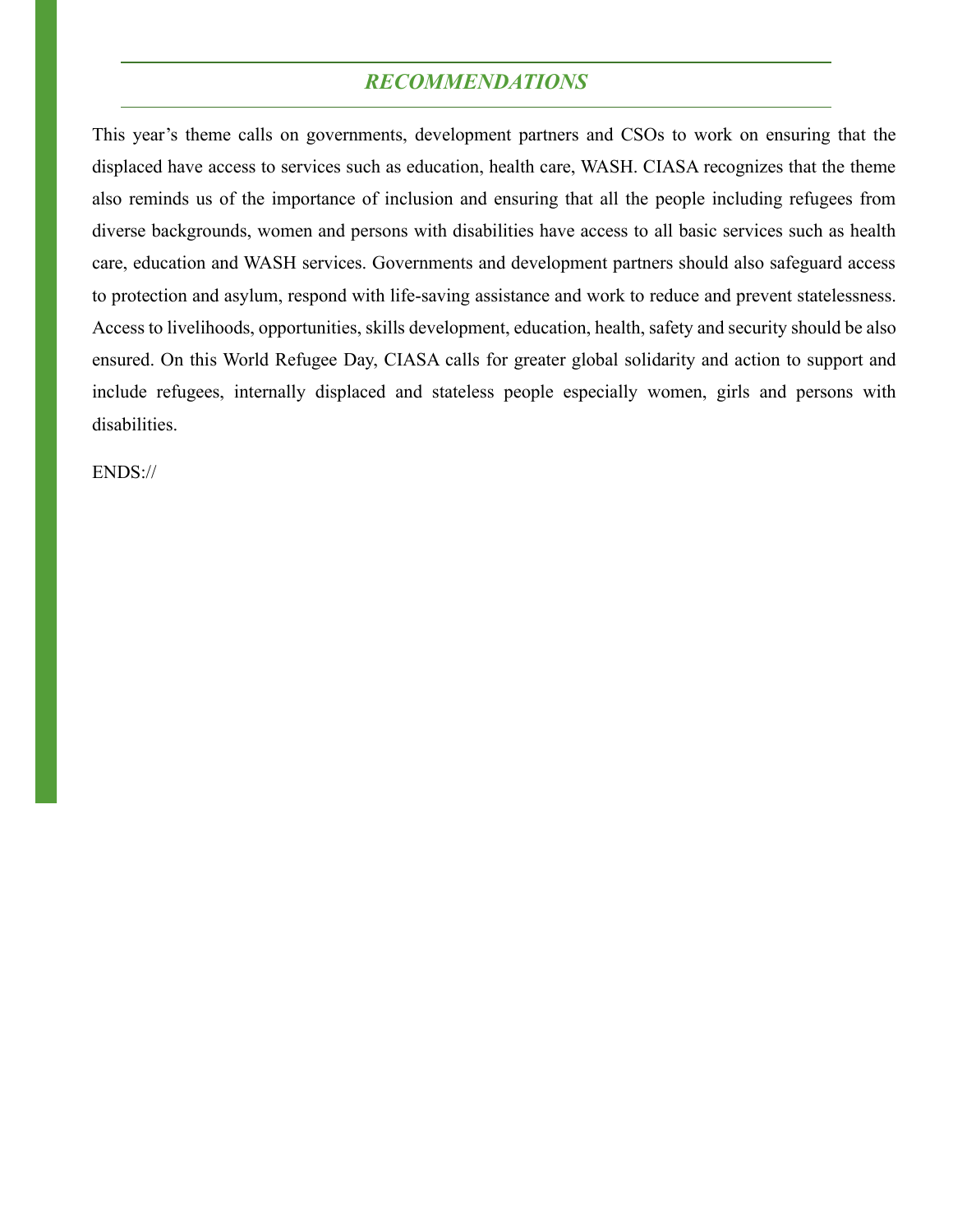## *RECOMMENDATIONS*

This year's theme calls on governments, development partners and CSOs to work on ensuring that the displaced have access to services such as education, health care, WASH. CIASA recognizes that the theme also reminds us of the importance of inclusion and ensuring that all the people including refugees from diverse backgrounds, women and persons with disabilities have access to all basic services such as health care, education and WASH services. Governments and development partners should also safeguard access to protection and asylum, respond with life-saving assistance and work to reduce and prevent statelessness. Access to livelihoods, opportunities, skills development, education, health, safety and security should be also ensured. On this World Refugee Day, CIASA calls for greater global solidarity and action to support and include refugees, internally displaced and stateless people especially women, girls and persons with disabilities.

ENDS://